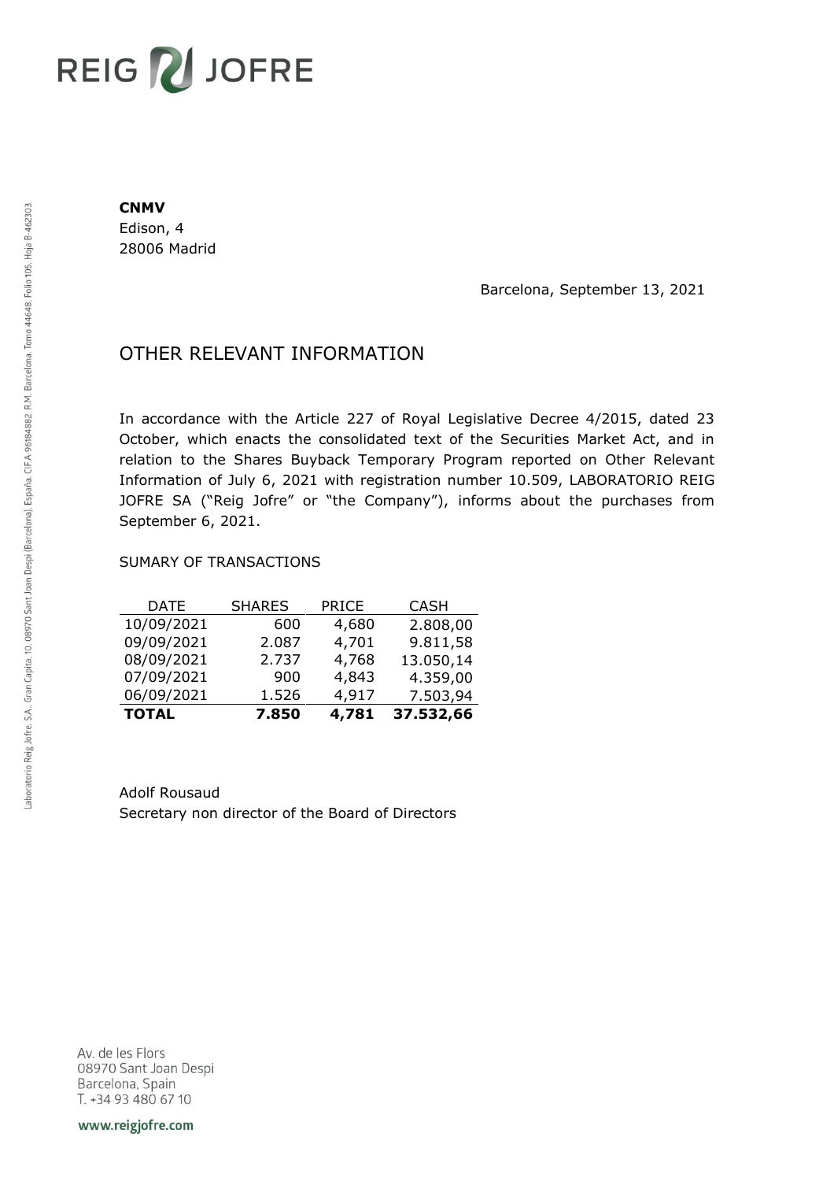REIG JOFRE

**CNMV**
Edison, 4
28006 Madrid

Barcelona, September 13, 2021

# OTHER RELEVANT INFORMATION

In accordance with the Article 227 of Royal Legislative Decree 4/2015, dated 23 October, which enacts the consolidated text of the Securities Market Act, and in relation to the Shares Buyback Temporary Program reported on Other Relevant Information of July 6, 2021 with registration number 10.509, LABORATORIO REIG JOFRE SA ("Reig Jofre" or "the Company"), informs about the purchases from September 6, 2021.

SUMARY OF TRANSACTIONS

| DATE | SHARES | PRICE | CASH |
|---|---|---|---|
| 10/09/2021 | 600 | 4,680 | 2.808,00 |
| 09/09/2021 | 2.087 | 4,701 | 9.811,58 |
| 08/09/2021 | 2.737 | 4,768 | 13.050,14 |
| 07/09/2021 | 900 | 4,843 | 4.359,00 |
| 06/09/2021 | 1.526 | 4,917 | 7.503,94 |
| **TOTAL** | **7.850** | **4,781** | **37.532,66** |

Adolf Rousaud
Secretary non director of the Board of Directors

Laboratorio Reig Jofre, S.A., Gran Capita, 10, 08970 Sant Joan Despi (Barcelona), España. CIF A-96184882. R.M. Barcelona, Tomo 44648, Folio 105, Hoja B-462303.

Av. de les Flors
08970 Sant Joan Despi
Barcelona, Spain
T. +34 93 480 67 10

www.reigjofre.com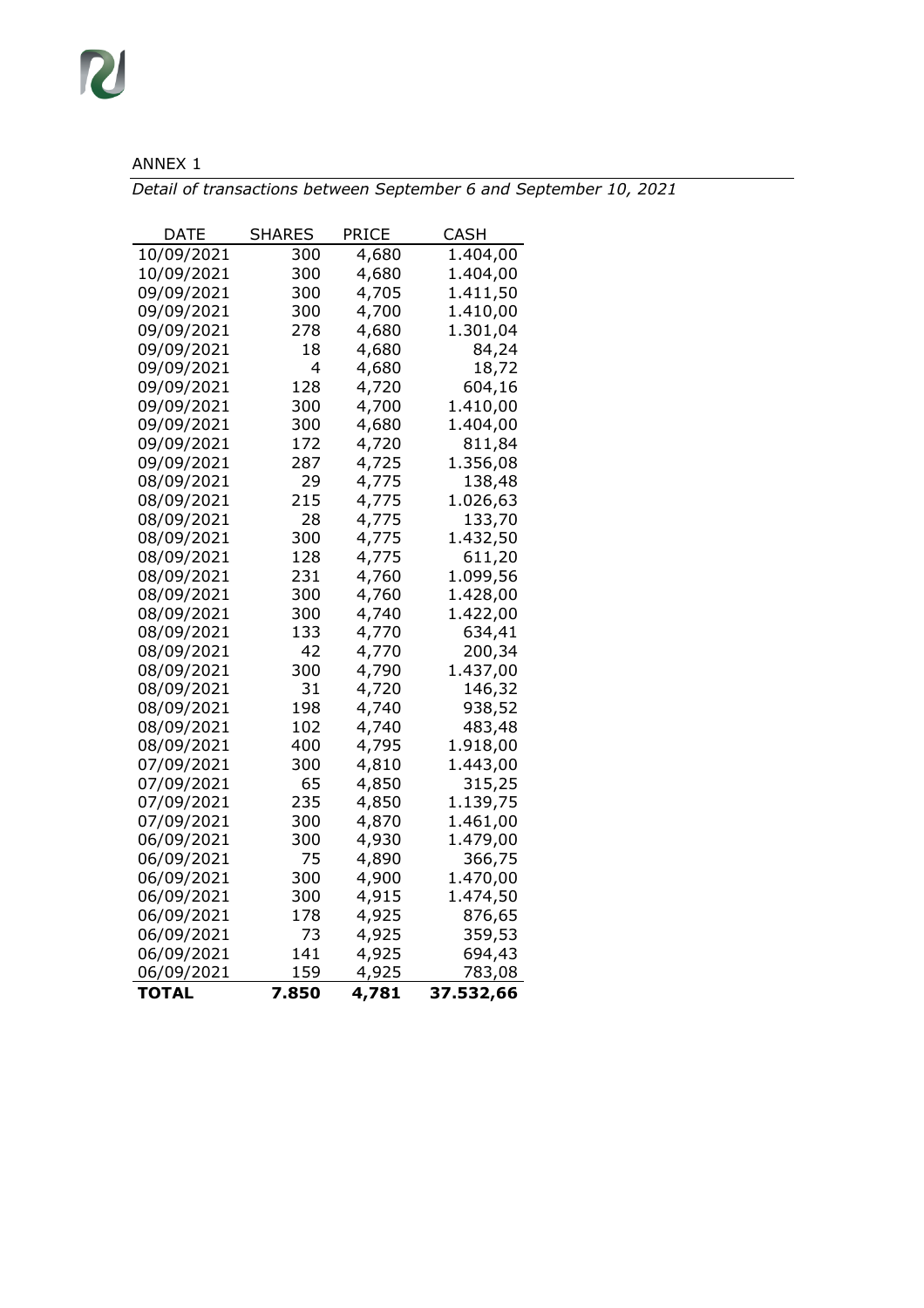ANNEX 1

*Detail of transactions between September 6 and September 10, 2021*

| DATE | SHARES | PRICE | CASH |
|---|---|---|---|
| 10/09/2021 | 300 | 4,680 | 1.404,00 |
| 10/09/2021 | 300 | 4,680 | 1.404,00 |
| 09/09/2021 | 300 | 4,705 | 1.411,50 |
| 09/09/2021 | 300 | 4,700 | 1.410,00 |
| 09/09/2021 | 278 | 4,680 | 1.301,04 |
| 09/09/2021 | 18 | 4,680 | 84,24 |
| 09/09/2021 | 4 | 4,680 | 18,72 |
| 09/09/2021 | 128 | 4,720 | 604,16 |
| 09/09/2021 | 300 | 4,700 | 1.410,00 |
| 09/09/2021 | 300 | 4,680 | 1.404,00 |
| 09/09/2021 | 172 | 4,720 | 811,84 |
| 09/09/2021 | 287 | 4,725 | 1.356,08 |
| 08/09/2021 | 29 | 4,775 | 138,48 |
| 08/09/2021 | 215 | 4,775 | 1.026,63 |
| 08/09/2021 | 28 | 4,775 | 133,70 |
| 08/09/2021 | 300 | 4,775 | 1.432,50 |
| 08/09/2021 | 128 | 4,775 | 611,20 |
| 08/09/2021 | 231 | 4,760 | 1.099,56 |
| 08/09/2021 | 300 | 4,760 | 1.428,00 |
| 08/09/2021 | 300 | 4,740 | 1.422,00 |
| 08/09/2021 | 133 | 4,770 | 634,41 |
| 08/09/2021 | 42 | 4,770 | 200,34 |
| 08/09/2021 | 300 | 4,790 | 1.437,00 |
| 08/09/2021 | 31 | 4,720 | 146,32 |
| 08/09/2021 | 198 | 4,740 | 938,52 |
| 08/09/2021 | 102 | 4,740 | 483,48 |
| 08/09/2021 | 400 | 4,795 | 1.918,00 |
| 07/09/2021 | 300 | 4,810 | 1.443,00 |
| 07/09/2021 | 65 | 4,850 | 315,25 |
| 07/09/2021 | 235 | 4,850 | 1.139,75 |
| 07/09/2021 | 300 | 4,870 | 1.461,00 |
| 06/09/2021 | 300 | 4,930 | 1.479,00 |
| 06/09/2021 | 75 | 4,890 | 366,75 |
| 06/09/2021 | 300 | 4,900 | 1.470,00 |
| 06/09/2021 | 300 | 4,915 | 1.474,50 |
| 06/09/2021 | 178 | 4,925 | 876,65 |
| 06/09/2021 | 73 | 4,925 | 359,53 |
| 06/09/2021 | 141 | 4,925 | 694,43 |
| 06/09/2021 | 159 | 4,925 | 783,08 |
| **TOTAL** | **7.850** | **4,781** | **37.532,66** |